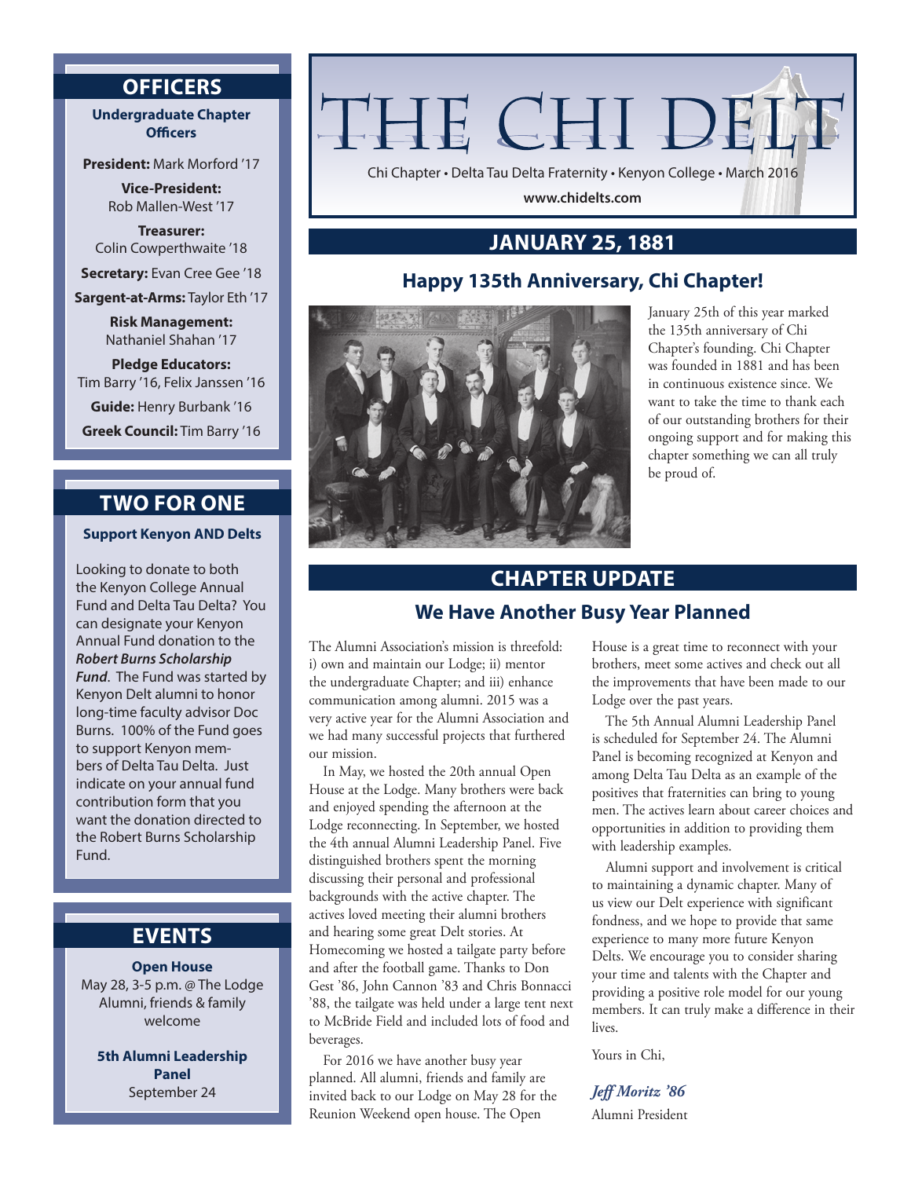# THE CHI DELT

Chi Chapter • Delta Tau Delta Fraternity • Kenyon College • March 2016

www.chidelts.com

## JANUARY 25, 1881

### Happy 135th Anniversary, Chi Chapter!

January 25th of this year marked the 135th anniversary of Chi Chapter's founding. Chi Chapter was founded in 1881 and has been in continuous existence since. We want to take the time to thank each of our outstanding brothers for their ongoing support and for making this chapter something we can all truly be proud of.

## CHAPTER UPDATE

### We Have Another Busy Year Planned

The Alumni Association's mission is threefold: i) own and maintain our Lodge; ii) mentor the undergraduate Chapter; and iii) enhance communication among alumni. 2015 was a very active year for the Alumni Association and we had many successful projects that furthered our mission.

In May, we hosted the 20th annual Open House at the Lodge. Many brothers were back and enjoyed spending the afternoon at the Lodge reconnecting. In September, we hosted the 4th annual Alumni Leadership Panel. Five distinguished brothers spent the morning discussing their personal and professional backgrounds with the active chapter. The actives loved meeting their alumni brothers and hearing some great Delt stories. At Homecoming we hosted a tailgate party before and after the football game. Thanks to Don Gest '86, John Cannon '83 and Chris Bonnacci '88, the tailgate was held under a large tent next to McBride Field and included lots of food and beverages.

For 2016 we have another busy year planned. All alumni, friends and family are invited back to our Lodge on May 28 for the Reunion Weekend open house. The Open House is a great time to reconnect with your brothers, meet some actives and check out all the improvements that have been made to our Lodge over the past years.

The 5th Annual Alumni Leadership Panel is scheduled for September 24. The Alumni Panel is becoming recognized at Kenyon and among Delta Tau Delta as an example of the positives that fraternities can bring to young men. The actives learn about career choices and opportunities in addition to providing them with leadership examples.

Alumni support and involvement is critical to maintaining a dynamic chapter. Many of us view our Delt experience with significant fondness, and we hope to provide that same experience to many more future Kenyon Delts. We encourage you to consider sharing your time and talents with the Chapter and providing a positive role model for our young members. It can truly make a difference in their lives.

Yours in Chi,

***Jeff Moritz '86***
Alumni President

## OFFICERS

**Undergraduate Chapter Officers**

**President:** Mark Morford '17

**Vice-President:** Rob Mallen-West '17

**Treasurer:** Colin Cowperthwaite '18

**Secretary:** Evan Cree Gee '18

**Sargent-at-Arms:** Taylor Eth '17

**Risk Management:** Nathaniel Shahan '17

**Pledge Educators:** Tim Barry '16, Felix Janssen '16

**Guide:** Henry Burbank '16

**Greek Council:** Tim Barry '16

## TWO FOR ONE

**Support Kenyon AND Delts**

Looking to donate to both the Kenyon College Annual Fund and Delta Tau Delta? You can designate your Kenyon Annual Fund donation to the ***Robert Burns Scholarship Fund***. The Fund was started by Kenyon Delt alumni to honor long-time faculty advisor Doc Burns. 100% of the Fund goes to support Kenyon members of Delta Tau Delta. Just indicate on your annual fund contribution form that you want the donation directed to the Robert Burns Scholarship Fund.

## EVENTS

**Open House**
May 28, 3-5 p.m. @ The Lodge
Alumni, friends & family welcome

**5th Alumni Leadership Panel**
September 24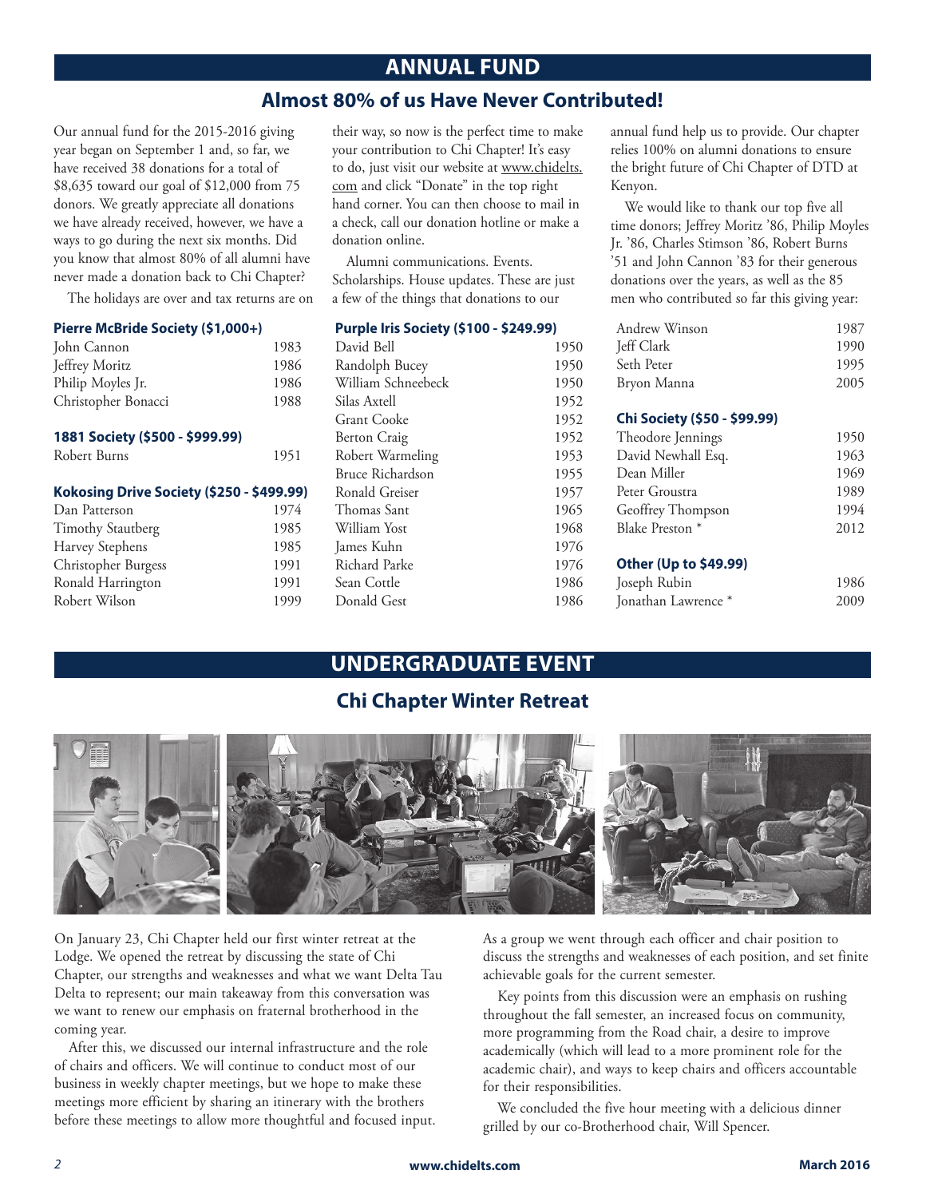# ANNUAL FUND

## Almost 80% of us Have Never Contributed!

Our annual fund for the 2015-2016 giving year began on September 1 and, so far, we have received 38 donations for a total of $8,635 toward our goal of $12,000 from 75 donors. We greatly appreciate all donations we have already received, however, we have a ways to go during the next six months. Did you know that almost 80% of all alumni have never made a donation back to Chi Chapter?

The holidays are over and tax returns are on their way, so now is the perfect time to make your contribution to Chi Chapter! It's easy to do, just visit our website at www.chidelts.com and click "Donate" in the top right hand corner. You can then choose to mail in a check, call our donation hotline or make a donation online.

Alumni communications. Events. Scholarships. House updates. These are just a few of the things that donations to our annual fund help us to provide. Our chapter relies 100% on alumni donations to ensure the bright future of Chi Chapter of DTD at Kenyon.

We would like to thank our top five all time donors; Jeffrey Moritz '86, Philip Moyles Jr. '86, Charles Stimson '86, Robert Burns '51 and John Cannon '83 for their generous donations over the years, as well as the 85 men who contributed so far this giving year:

**Pierre McBride Society ($1,000+)**

| | |
|---|---|
| John Cannon | 1983 |
| Jeffrey Moritz | 1986 |
| Philip Moyles Jr. | 1986 |
| Christopher Bonacci | 1988 |

**1881 Society ($500 - $999.99)**

| | |
|---|---|
| Robert Burns | 1951 |

**Kokosing Drive Society ($250 - $499.99)**

| | |
|---|---|
| Dan Patterson | 1974 |
| Timothy Stautberg | 1985 |
| Harvey Stephens | 1985 |
| Christopher Burgess | 1991 |
| Ronald Harrington | 1991 |
| Robert Wilson | 1999 |

**Purple Iris Society ($100 - $249.99)**

| | |
|---|---|
| David Bell | 1950 |
| Randolph Bucey | 1950 |
| William Schneebeck | 1950 |
| Silas Axtell | 1952 |
| Grant Cooke | 1952 |
| Berton Craig | 1952 |
| Robert Warmeling | 1953 |
| Bruce Richardson | 1955 |
| Ronald Greiser | 1957 |
| Thomas Sant | 1965 |
| William Yost | 1968 |
| James Kuhn | 1976 |
| Richard Parke | 1976 |
| Sean Cottle | 1986 |
| Donald Gest | 1986 |
| Andrew Winson | 1987 |
| Jeff Clark | 1990 |
| Seth Peter | 1995 |
| Bryon Manna | 2005 |

**Chi Society ($50 - $99.99)**

| | |
|---|---|
| Theodore Jennings | 1950 |
| David Newhall Esq. | 1963 |
| Dean Miller | 1969 |
| Peter Groustra | 1989 |
| Geoffrey Thompson | 1994 |
| Blake Preston * | 2012 |

**Other (Up to $49.99)**

| | |
|---|---|
| Joseph Rubin | 1986 |
| Jonathan Lawrence * | 2009 |

# UNDERGRADUATE EVENT

## Chi Chapter Winter Retreat

On January 23, Chi Chapter held our first winter retreat at the Lodge. We opened the retreat by discussing the state of Chi Chapter, our strengths and weaknesses and what we want Delta Tau Delta to represent; our main takeaway from this conversation was we want to renew our emphasis on fraternal brotherhood in the coming year.

After this, we discussed our internal infrastructure and the role of chairs and officers. We will continue to conduct most of our business in weekly chapter meetings, but we hope to make these meetings more efficient by sharing an itinerary with the brothers before these meetings to allow more thoughtful and focused input. As a group we went through each officer and chair position to discuss the strengths and weaknesses of each position, and set finite achievable goals for the current semester.

Key points from this discussion were an emphasis on rushing throughout the fall semester, an increased focus on community, more programming from the Road chair, a desire to improve academically (which will lead to a more prominent role for the academic chair), and ways to keep chairs and officers accountable for their responsibilities.

We concluded the five hour meeting with a delicious dinner grilled by our co-Brotherhood chair, Will Spencer.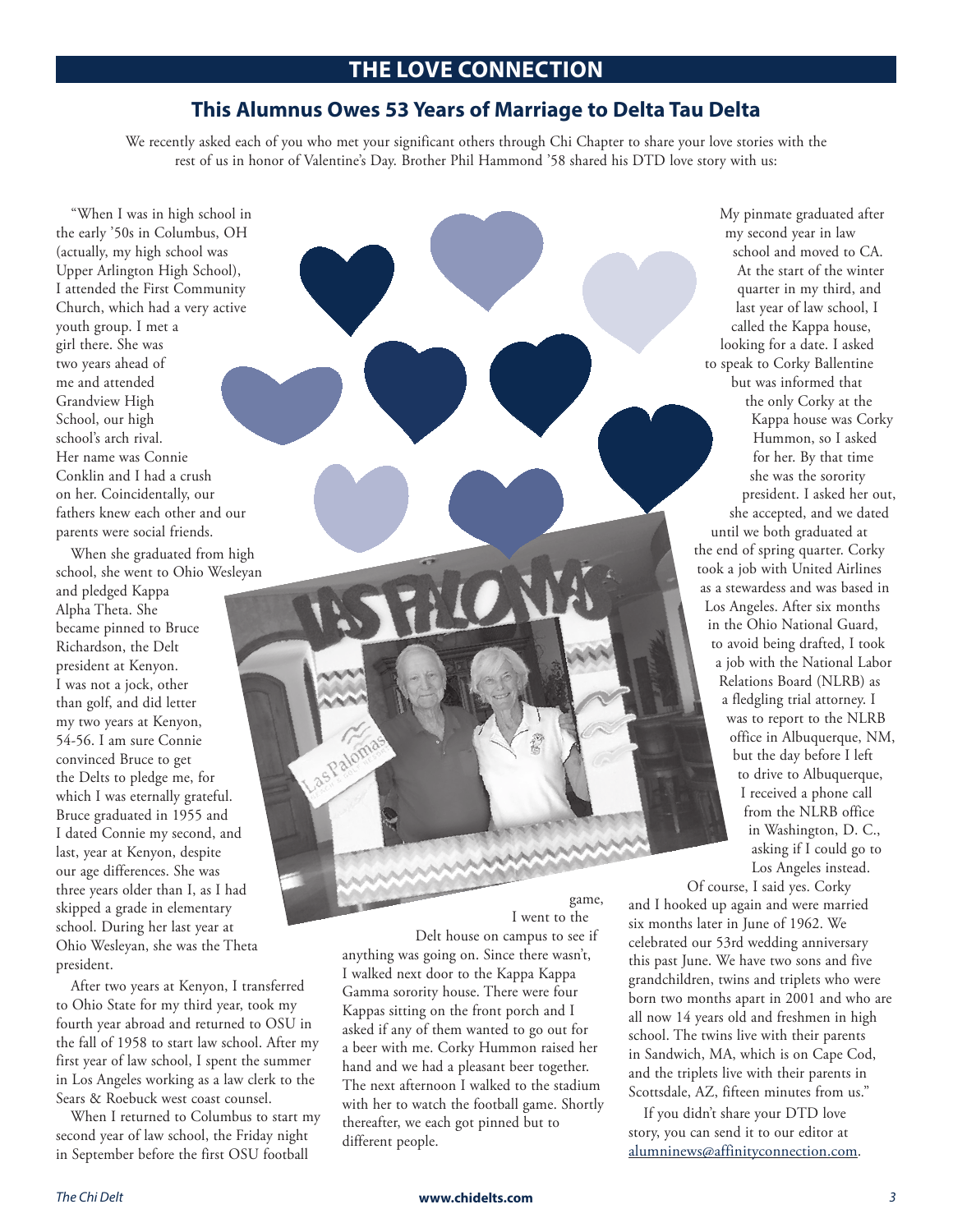# THE LOVE CONNECTION

## This Alumnus Owes 53 Years of Marriage to Delta Tau Delta

We recently asked each of you who met your significant others through Chi Chapter to share your love stories with the rest of us in honor of Valentine's Day. Brother Phil Hammond '58 shared his DTD love story with us:

"When I was in high school in the early '50s in Columbus, OH (actually, my high school was Upper Arlington High School), I attended the First Community Church, which had a very active youth group. I met a girl there. She was two years ahead of me and attended Grandview High School, our high school's arch rival. Her name was Connie Conklin and I had a crush on her. Coincidentally, our fathers knew each other and our parents were social friends.

When she graduated from high school, she went to Ohio Wesleyan and pledged Kappa Alpha Theta. She became pinned to Bruce Richardson, the Delt president at Kenyon. I was not a jock, other than golf, and did letter my two years at Kenyon, 54-56. I am sure Connie convinced Bruce to get the Delts to pledge me, for which I was eternally grateful. Bruce graduated in 1955 and I dated Connie my second, and last, year at Kenyon, despite our age differences. She was three years older than I, as I had skipped a grade in elementary school. During her last year at Ohio Wesleyan, she was the Theta president.

After two years at Kenyon, I transferred to Ohio State for my third year, took my fourth year abroad and returned to OSU in the fall of 1958 to start law school. After my first year of law school, I spent the summer in Los Angeles working as a law clerk to the Sears & Roebuck west coast counsel.

When I returned to Columbus to start my second year of law school, the Friday night in September before the first OSU football game, I went to the Delt house on campus to see if anything was going on. Since there wasn't, I walked next door to the Kappa Kappa Gamma sorority house. There were four Kappas sitting on the front porch and I asked if any of them wanted to go out for a beer with me. Corky Hummon raised her hand and we had a pleasant beer together. The next afternoon I walked to the stadium with her to watch the football game. Shortly thereafter, we each got pinned but to different people.

My pinmate graduated after my second year in law school and moved to CA. At the start of the winter quarter in my third, and last year of law school, I called the Kappa house, looking for a date. I asked to speak to Corky Ballentine but was informed that the only Corky at the Kappa house was Corky Hummon, so I asked for her. By that time she was the sorority president. I asked her out, she accepted, and we dated until we both graduated at the end of spring quarter. Corky took a job with United Airlines as a stewardess and was based in Los Angeles. After six months in the Ohio National Guard, to avoid being drafted, I took a job with the National Labor Relations Board (NLRB) as a fledgling trial attorney. I was to report to the NLRB office in Albuquerque, NM, but the day before I left to drive to Albuquerque, I received a phone call from the NLRB office in Washington, D. C., asking if I could go to Los Angeles instead.

Of course, I said yes. Corky and I hooked up again and were married six months later in June of 1962. We celebrated our 53rd wedding anniversary this past June. We have two sons and five grandchildren, twins and triplets who were born two months apart in 2001 and who are all now 14 years old and freshmen in high school. The twins live with their parents in Sandwich, MA, which is on Cape Cod, and the triplets live with their parents in Scottsdale, AZ, fifteen minutes from us."

If you didn't share your DTD love story, you can send it to our editor at alumninews@affinityconnection.com.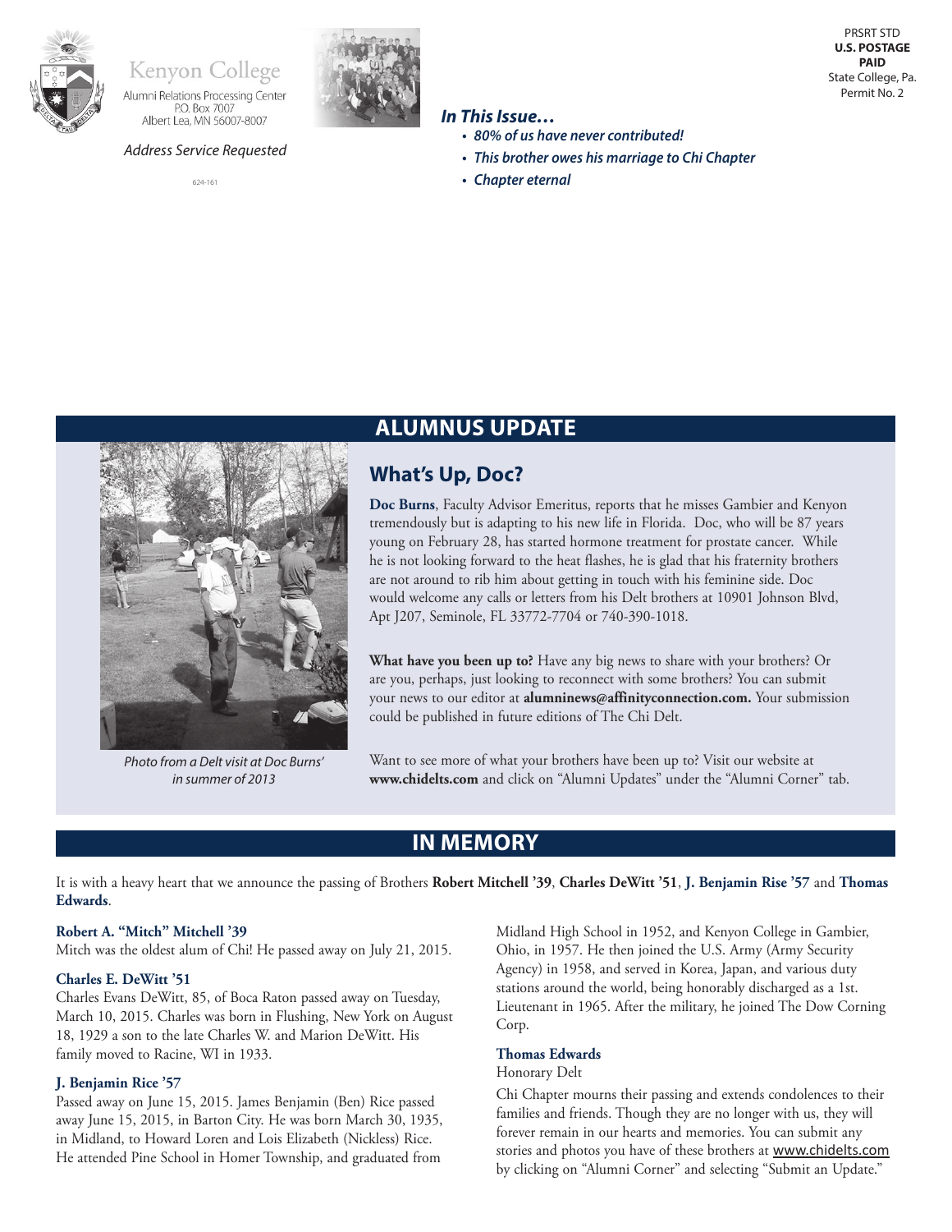Kenyon College
Alumni Relations Processing Center
P.O. Box 7007
Albert Lea, MN 56007-8007

*Address Service Requested*

624-161

PRSRT STD
**U.S. POSTAGE**
**PAID**
State College, Pa.
Permit No. 2

***In This Issue…***

- ***80% of us have never contributed!***
- ***This brother owes his marriage to Chi Chapter***
- ***Chapter eternal***

# ALUMNUS UPDATE

## What's Up, Doc?

**Doc Burns**, Faculty Advisor Emeritus, reports that he misses Gambier and Kenyon tremendously but is adapting to his new life in Florida. Doc, who will be 87 years young on February 28, has started hormone treatment for prostate cancer. While he is not looking forward to the heat flashes, he is glad that his fraternity brothers are not around to rib him about getting in touch with his feminine side. Doc would welcome any calls or letters from his Delt brothers at 10901 Johnson Blvd, Apt J207, Seminole, FL 33772-7704 or 740-390-1018.

**What have you been up to?** Have any big news to share with your brothers? Or are you, perhaps, just looking to reconnect with some brothers? You can submit your news to our editor at **alumninews@affinityconnection.com.** Your submission could be published in future editions of The Chi Delt.

Want to see more of what your brothers have been up to? Visit our website at **www.chidelts.com** and click on "Alumni Updates" under the "Alumni Corner" tab.

*Photo from a Delt visit at Doc Burns' in summer of 2013*

# IN MEMORY

It is with a heavy heart that we announce the passing of Brothers **Robert Mitchell '39**, **Charles DeWitt '51**, **J. Benjamin Rise '57** and **Thomas Edwards**.

**Robert A. "Mitch" Mitchell '39**

Mitch was the oldest alum of Chi! He passed away on July 21, 2015.

**Charles E. DeWitt '51**

Charles Evans DeWitt, 85, of Boca Raton passed away on Tuesday, March 10, 2015. Charles was born in Flushing, New York on August 18, 1929 a son to the late Charles W. and Marion DeWitt. His family moved to Racine, WI in 1933.

**J. Benjamin Rice '57**

Passed away on June 15, 2015. James Benjamin (Ben) Rice passed away June 15, 2015, in Barton City. He was born March 30, 1935, in Midland, to Howard Loren and Lois Elizabeth (Nickless) Rice. He attended Pine School in Homer Township, and graduated from Midland High School in 1952, and Kenyon College in Gambier, Ohio, in 1957. He then joined the U.S. Army (Army Security Agency) in 1958, and served in Korea, Japan, and various duty stations around the world, being honorably discharged as a 1st. Lieutenant in 1965. After the military, he joined The Dow Corning Corp.

**Thomas Edwards**

Honorary Delt

Chi Chapter mourns their passing and extends condolences to their families and friends. Though they are no longer with us, they will forever remain in our hearts and memories. You can submit any stories and photos you have of these brothers at www.chidelts.com by clicking on "Alumni Corner" and selecting "Submit an Update."